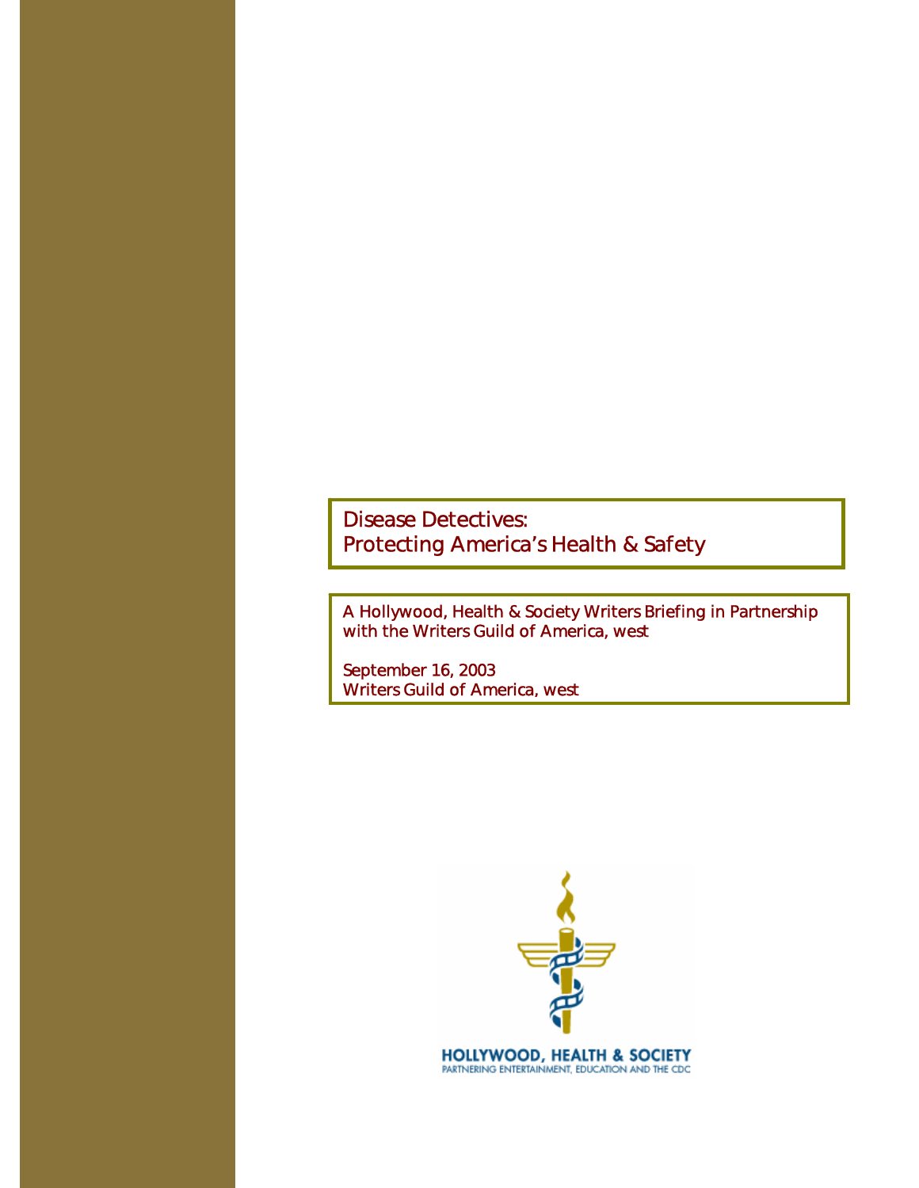# Disease Detectives:
# Protecting America's Health & Safety

A Hollywood, Health & Society Writers Briefing in Partnership with the Writers Guild of America, west

September 16, 2003
Writers Guild of America, west

HOLLYWOOD, HEALTH & SOCIETY
PARTNERING ENTERTAINMENT, EDUCATION AND THE CDC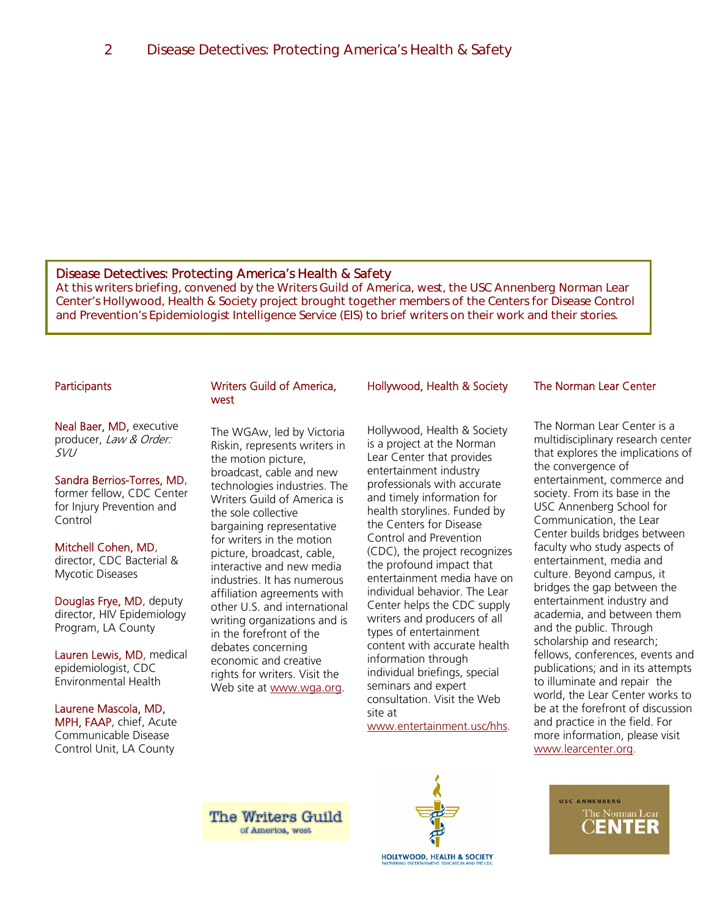## Disease Detectives: Protecting America's Health & Safety

At this writers briefing, convened by the Writers Guild of America, west, the USC Annenberg Norman Lear Center's Hollywood, Health & Society project brought together members of the Centers for Disease Control and Prevention's Epidemiologist Intelligence Service (EIS) to brief writers on their work and their stories.

### Participants

Neal Baer, MD, executive producer, *Law & Order: SVU*

Sandra Berrios-Torres, MD, former fellow, CDC Center for Injury Prevention and Control

Mitchell Cohen, MD, director, CDC Bacterial & Mycotic Diseases

Douglas Frye, MD, deputy director, HIV Epidemiology Program, LA County

Lauren Lewis, MD, medical epidemiologist, CDC Environmental Health

Laurene Mascola, MD, MPH, FAAP, chief, Acute Communicable Disease Control Unit, LA County

### Writers Guild of America, west

The WGAw, led by Victoria Riskin, represents writers in the motion picture, broadcast, cable and new technologies industries. The Writers Guild of America is the sole collective bargaining representative for writers in the motion picture, broadcast, cable, interactive and new media industries. It has numerous affiliation agreements with other U.S. and international writing organizations and is in the forefront of the debates concerning economic and creative rights for writers. Visit the Web site at www.wga.org.

### Hollywood, Health & Society

Hollywood, Health & Society is a project at the Norman Lear Center that provides entertainment industry professionals with accurate and timely information for health storylines. Funded by the Centers for Disease Control and Prevention (CDC), the project recognizes the profound impact that entertainment media have on individual behavior. The Lear Center helps the CDC supply writers and producers of all types of entertainment content with accurate health information through individual briefings, special seminars and expert consultation. Visit the Web site at www.entertainment.usc/hhs.

### The Norman Lear Center

The Norman Lear Center is a multidisciplinary research center that explores the implications of the convergence of entertainment, commerce and society. From its base in the USC Annenberg School for Communication, the Lear Center builds bridges between faculty who study aspects of entertainment, media and culture. Beyond campus, it bridges the gap between the entertainment industry and academia, and between them and the public. Through scholarship and research; fellows, conferences, events and publications; and in its attempts to illuminate and repair the world, the Lear Center works to be at the forefront of discussion and practice in the field. For more information, please visit www.learcenter.org.

The Writers Guild of America, west

HOLLYWOOD, HEALTH & SOCIETY
PARTNERING ENTERTAINMENT, EDUCATION AND THE CDC

USC ANNENBERG
The Norman Lear CENTER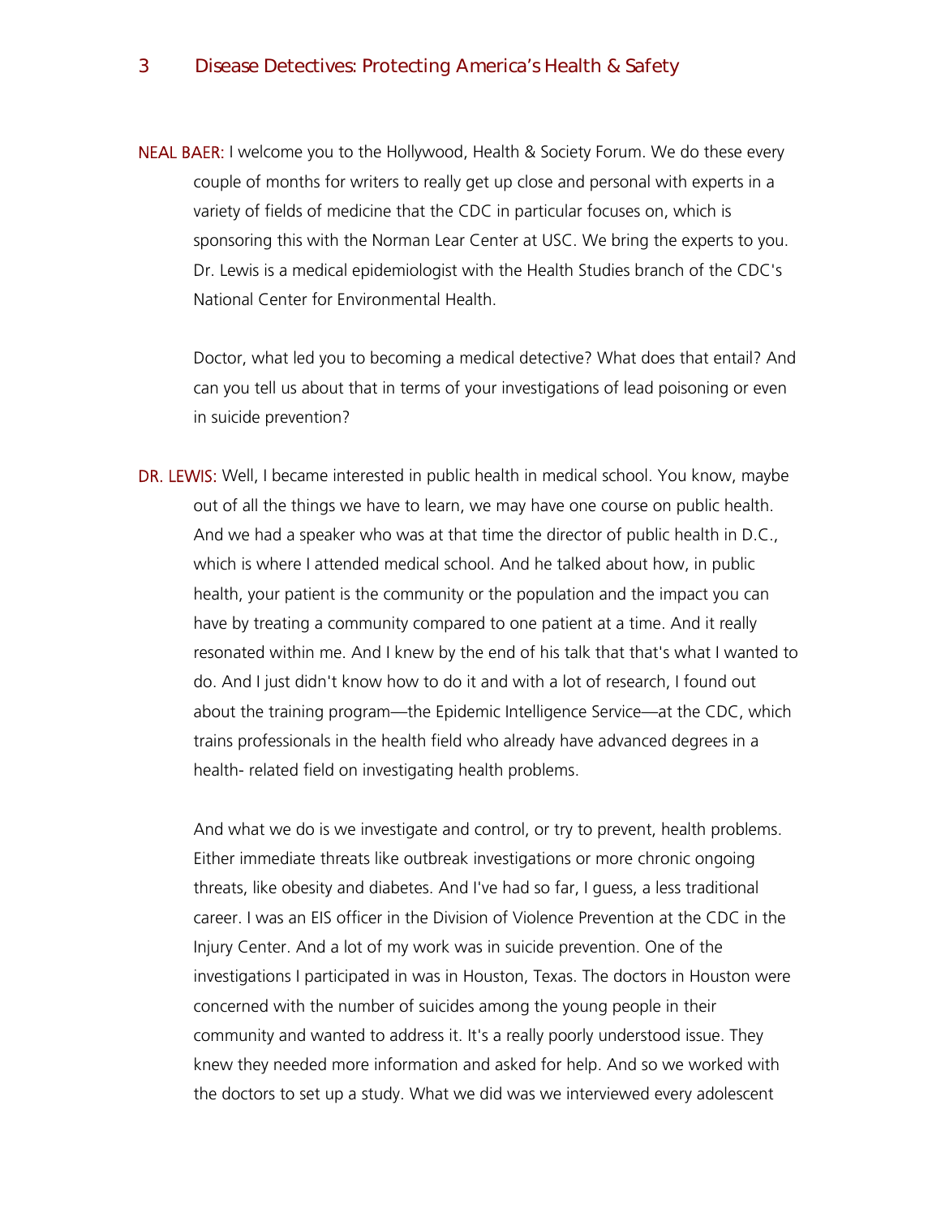**NEAL BAER:** I welcome you to the Hollywood, Health & Society Forum. We do these every couple of months for writers to really get up close and personal with experts in a variety of fields of medicine that the CDC in particular focuses on, which is sponsoring this with the Norman Lear Center at USC. We bring the experts to you. Dr. Lewis is a medical epidemiologist with the Health Studies branch of the CDC's National Center for Environmental Health.

Doctor, what led you to becoming a medical detective? What does that entail? And can you tell us about that in terms of your investigations of lead poisoning or even in suicide prevention?

**DR. LEWIS:** Well, I became interested in public health in medical school. You know, maybe out of all the things we have to learn, we may have one course on public health. And we had a speaker who was at that time the director of public health in D.C., which is where I attended medical school. And he talked about how, in public health, your patient is the community or the population and the impact you can have by treating a community compared to one patient at a time. And it really resonated within me. And I knew by the end of his talk that that's what I wanted to do. And I just didn't know how to do it and with a lot of research, I found out about the training program—the Epidemic Intelligence Service—at the CDC, which trains professionals in the health field who already have advanced degrees in a health- related field on investigating health problems.

And what we do is we investigate and control, or try to prevent, health problems. Either immediate threats like outbreak investigations or more chronic ongoing threats, like obesity and diabetes. And I've had so far, I guess, a less traditional career. I was an EIS officer in the Division of Violence Prevention at the CDC in the Injury Center. And a lot of my work was in suicide prevention. One of the investigations I participated in was in Houston, Texas. The doctors in Houston were concerned with the number of suicides among the young people in their community and wanted to address it. It's a really poorly understood issue. They knew they needed more information and asked for help. And so we worked with the doctors to set up a study. What we did was we interviewed every adolescent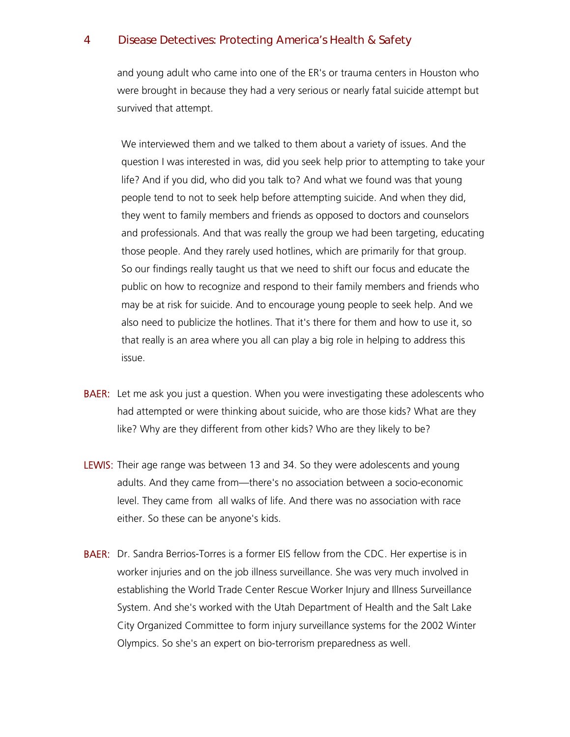and young adult who came into one of the ER's or trauma centers in Houston who were brought in because they had a very serious or nearly fatal suicide attempt but survived that attempt.

We interviewed them and we talked to them about a variety of issues. And the question I was interested in was, did you seek help prior to attempting to take your life? And if you did, who did you talk to? And what we found was that young people tend to not to seek help before attempting suicide. And when they did, they went to family members and friends as opposed to doctors and counselors and professionals. And that was really the group we had been targeting, educating those people. And they rarely used hotlines, which are primarily for that group. So our findings really taught us that we need to shift our focus and educate the public on how to recognize and respond to their family members and friends who may be at risk for suicide. And to encourage young people to seek help. And we also need to publicize the hotlines. That it's there for them and how to use it, so that really is an area where you all can play a big role in helping to address this issue.

**BAER:** Let me ask you just a question. When you were investigating these adolescents who had attempted or were thinking about suicide, who are those kids? What are they like? Why are they different from other kids? Who are they likely to be?

**LEWIS:** Their age range was between 13 and 34. So they were adolescents and young adults. And they came from—there's no association between a socio-economic level. They came from all walks of life. And there was no association with race either. So these can be anyone's kids.

**BAER:** Dr. Sandra Berrios-Torres is a former EIS fellow from the CDC. Her expertise is in worker injuries and on the job illness surveillance. She was very much involved in establishing the World Trade Center Rescue Worker Injury and Illness Surveillance System. And she's worked with the Utah Department of Health and the Salt Lake City Organized Committee to form injury surveillance systems for the 2002 Winter Olympics. So she's an expert on bio-terrorism preparedness as well.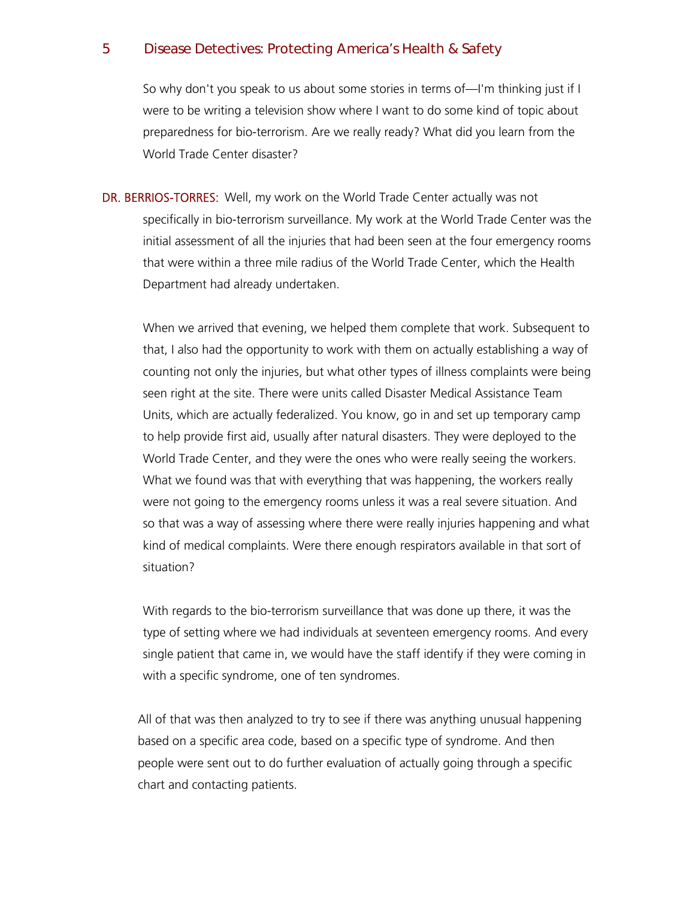So why don't you speak to us about some stories in terms of—I'm thinking just if I were to be writing a television show where I want to do some kind of topic about preparedness for bio-terrorism. Are we really ready? What did you learn from the World Trade Center disaster?

DR. BERRIOS-TORRES: Well, my work on the World Trade Center actually was not specifically in bio-terrorism surveillance. My work at the World Trade Center was the initial assessment of all the injuries that had been seen at the four emergency rooms that were within a three mile radius of the World Trade Center, which the Health Department had already undertaken.

When we arrived that evening, we helped them complete that work. Subsequent to that, I also had the opportunity to work with them on actually establishing a way of counting not only the injuries, but what other types of illness complaints were being seen right at the site. There were units called Disaster Medical Assistance Team Units, which are actually federalized. You know, go in and set up temporary camp to help provide first aid, usually after natural disasters. They were deployed to the World Trade Center, and they were the ones who were really seeing the workers. What we found was that with everything that was happening, the workers really were not going to the emergency rooms unless it was a real severe situation. And so that was a way of assessing where there were really injuries happening and what kind of medical complaints. Were there enough respirators available in that sort of situation?

With regards to the bio-terrorism surveillance that was done up there, it was the type of setting where we had individuals at seventeen emergency rooms. And every single patient that came in, we would have the staff identify if they were coming in with a specific syndrome, one of ten syndromes.

All of that was then analyzed to try to see if there was anything unusual happening based on a specific area code, based on a specific type of syndrome. And then people were sent out to do further evaluation of actually going through a specific chart and contacting patients.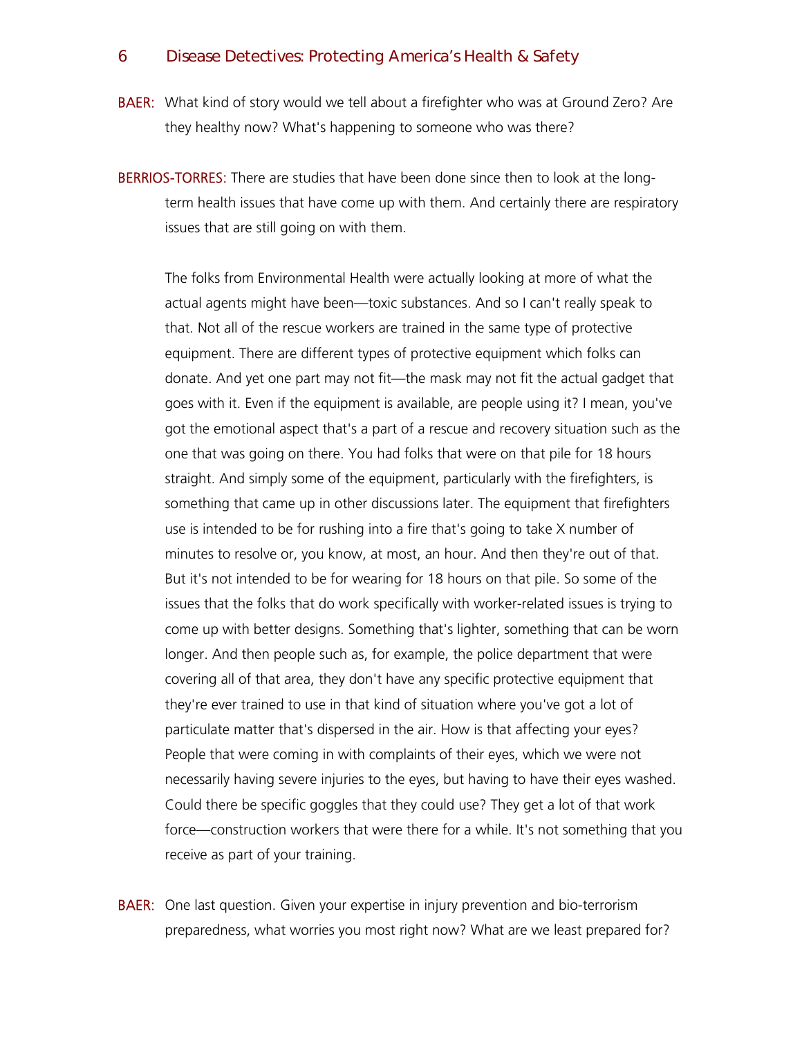**BAER:** What kind of story would we tell about a firefighter who was at Ground Zero? Are they healthy now? What's happening to someone who was there?

**BERRIOS-TORRES:** There are studies that have been done since then to look at the long-term health issues that have come up with them. And certainly there are respiratory issues that are still going on with them.

The folks from Environmental Health were actually looking at more of what the actual agents might have been—toxic substances. And so I can't really speak to that. Not all of the rescue workers are trained in the same type of protective equipment. There are different types of protective equipment which folks can donate. And yet one part may not fit—the mask may not fit the actual gadget that goes with it. Even if the equipment is available, are people using it? I mean, you've got the emotional aspect that's a part of a rescue and recovery situation such as the one that was going on there. You had folks that were on that pile for 18 hours straight. And simply some of the equipment, particularly with the firefighters, is something that came up in other discussions later. The equipment that firefighters use is intended to be for rushing into a fire that's going to take X number of minutes to resolve or, you know, at most, an hour. And then they're out of that. But it's not intended to be for wearing for 18 hours on that pile. So some of the issues that the folks that do work specifically with worker-related issues is trying to come up with better designs. Something that's lighter, something that can be worn longer. And then people such as, for example, the police department that were covering all of that area, they don't have any specific protective equipment that they're ever trained to use in that kind of situation where you've got a lot of particulate matter that's dispersed in the air. How is that affecting your eyes? People that were coming in with complaints of their eyes, which we were not necessarily having severe injuries to the eyes, but having to have their eyes washed. Could there be specific goggles that they could use? They get a lot of that work force—construction workers that were there for a while. It's not something that you receive as part of your training.

**BAER:** One last question. Given your expertise in injury prevention and bio-terrorism preparedness, what worries you most right now? What are we least prepared for?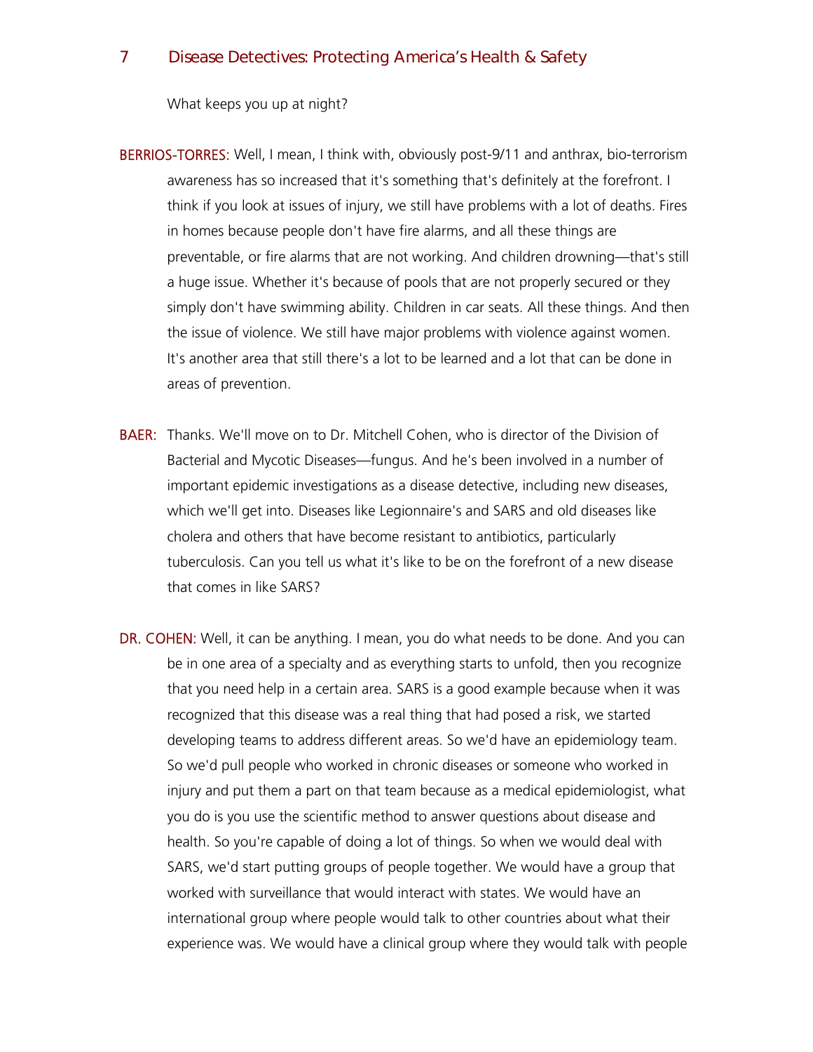What keeps you up at night?

**BERRIOS-TORRES:** Well, I mean, I think with, obviously post-9/11 and anthrax, bio-terrorism awareness has so increased that it's something that's definitely at the forefront. I think if you look at issues of injury, we still have problems with a lot of deaths. Fires in homes because people don't have fire alarms, and all these things are preventable, or fire alarms that are not working. And children drowning—that's still a huge issue. Whether it's because of pools that are not properly secured or they simply don't have swimming ability. Children in car seats. All these things. And then the issue of violence. We still have major problems with violence against women. It's another area that still there's a lot to be learned and a lot that can be done in areas of prevention.

**BAER:** Thanks. We'll move on to Dr. Mitchell Cohen, who is director of the Division of Bacterial and Mycotic Diseases—fungus. And he's been involved in a number of important epidemic investigations as a disease detective, including new diseases, which we'll get into. Diseases like Legionnaire's and SARS and old diseases like cholera and others that have become resistant to antibiotics, particularly tuberculosis. Can you tell us what it's like to be on the forefront of a new disease that comes in like SARS?

**DR. COHEN:** Well, it can be anything. I mean, you do what needs to be done. And you can be in one area of a specialty and as everything starts to unfold, then you recognize that you need help in a certain area. SARS is a good example because when it was recognized that this disease was a real thing that had posed a risk, we started developing teams to address different areas. So we'd have an epidemiology team. So we'd pull people who worked in chronic diseases or someone who worked in injury and put them a part on that team because as a medical epidemiologist, what you do is you use the scientific method to answer questions about disease and health. So you're capable of doing a lot of things. So when we would deal with SARS, we'd start putting groups of people together. We would have a group that worked with surveillance that would interact with states. We would have an international group where people would talk to other countries about what their experience was. We would have a clinical group where they would talk with people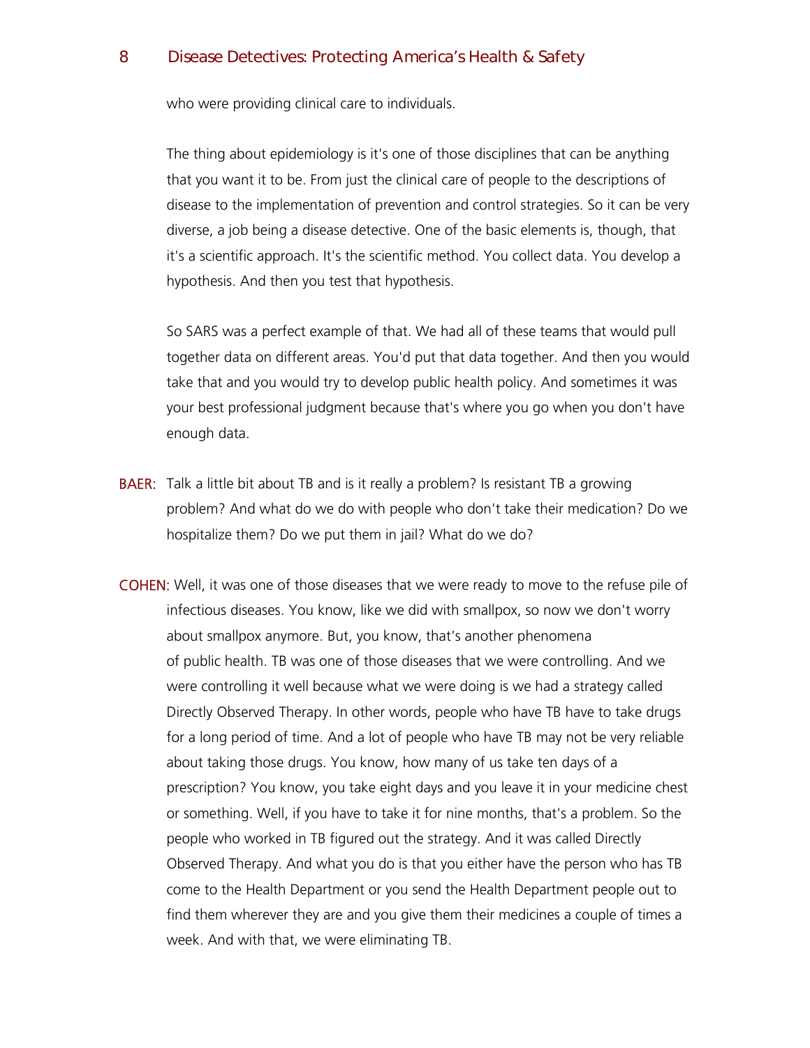who were providing clinical care to individuals.

The thing about epidemiology is it's one of those disciplines that can be anything that you want it to be. From just the clinical care of people to the descriptions of disease to the implementation of prevention and control strategies. So it can be very diverse, a job being a disease detective. One of the basic elements is, though, that it's a scientific approach. It's the scientific method. You collect data. You develop a hypothesis. And then you test that hypothesis.

So SARS was a perfect example of that. We had all of these teams that would pull together data on different areas. You'd put that data together. And then you would take that and you would try to develop public health policy. And sometimes it was your best professional judgment because that's where you go when you don't have enough data.

BAER: Talk a little bit about TB and is it really a problem? Is resistant TB a growing problem? And what do we do with people who don't take their medication? Do we hospitalize them? Do we put them in jail? What do we do?

COHEN: Well, it was one of those diseases that we were ready to move to the refuse pile of infectious diseases. You know, like we did with smallpox, so now we don't worry about smallpox anymore. But, you know, that's another phenomena of public health. TB was one of those diseases that we were controlling. And we were controlling it well because what we were doing is we had a strategy called Directly Observed Therapy. In other words, people who have TB have to take drugs for a long period of time. And a lot of people who have TB may not be very reliable about taking those drugs. You know, how many of us take ten days of a prescription? You know, you take eight days and you leave it in your medicine chest or something. Well, if you have to take it for nine months, that's a problem. So the people who worked in TB figured out the strategy. And it was called Directly Observed Therapy. And what you do is that you either have the person who has TB come to the Health Department or you send the Health Department people out to find them wherever they are and you give them their medicines a couple of times a week. And with that, we were eliminating TB.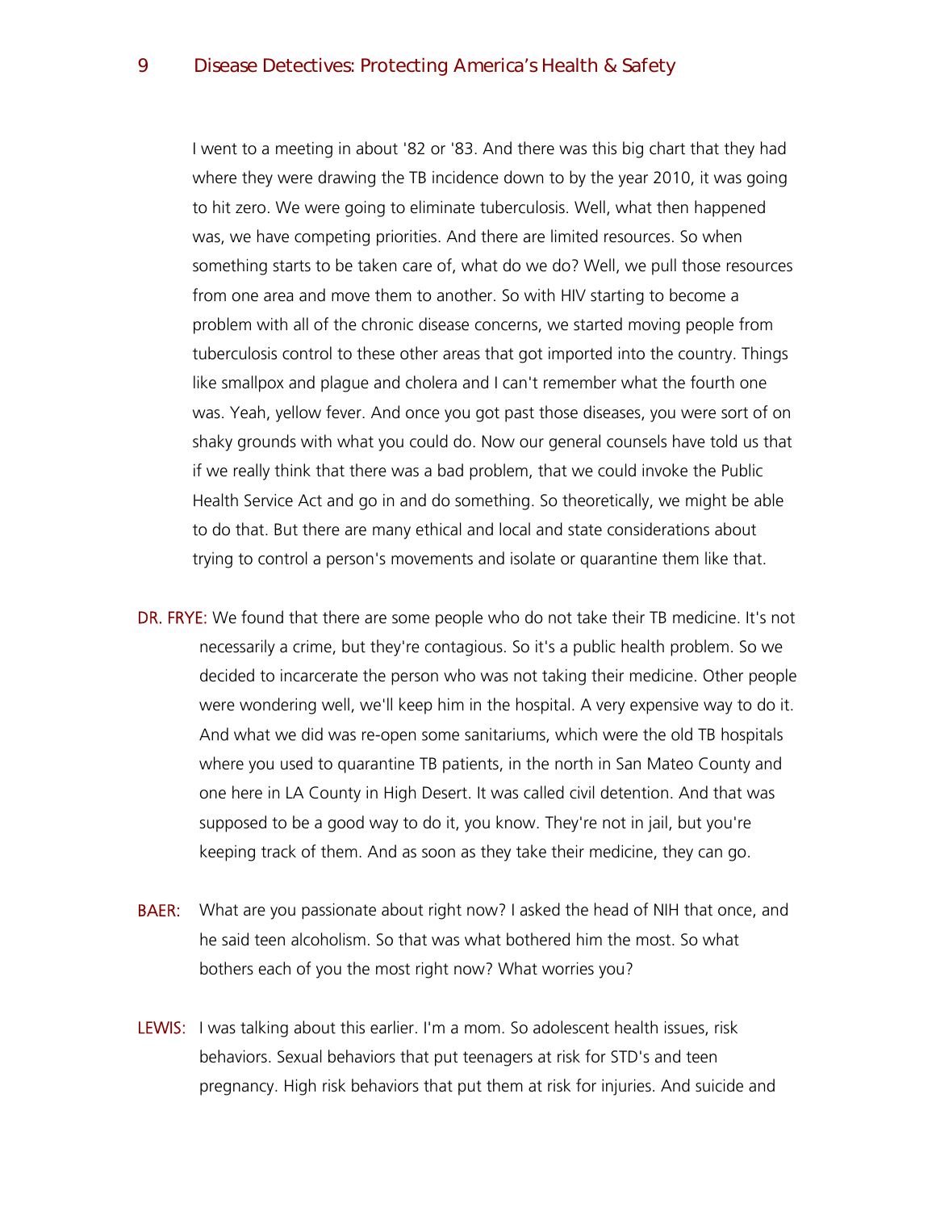I went to a meeting in about '82 or '83. And there was this big chart that they had where they were drawing the TB incidence down to by the year 2010, it was going to hit zero. We were going to eliminate tuberculosis. Well, what then happened was, we have competing priorities. And there are limited resources. So when something starts to be taken care of, what do we do? Well, we pull those resources from one area and move them to another. So with HIV starting to become a problem with all of the chronic disease concerns, we started moving people from tuberculosis control to these other areas that got imported into the country. Things like smallpox and plague and cholera and I can't remember what the fourth one was. Yeah, yellow fever. And once you got past those diseases, you were sort of on shaky grounds with what you could do. Now our general counsels have told us that if we really think that there was a bad problem, that we could invoke the Public Health Service Act and go in and do something. So theoretically, we might be able to do that. But there are many ethical and local and state considerations about trying to control a person's movements and isolate or quarantine them like that.

DR. FRYE: We found that there are some people who do not take their TB medicine. It's not necessarily a crime, but they're contagious. So it's a public health problem. So we decided to incarcerate the person who was not taking their medicine. Other people were wondering well, we'll keep him in the hospital. A very expensive way to do it. And what we did was re-open some sanitariums, which were the old TB hospitals where you used to quarantine TB patients, in the north in San Mateo County and one here in LA County in High Desert. It was called civil detention. And that was supposed to be a good way to do it, you know. They're not in jail, but you're keeping track of them. And as soon as they take their medicine, they can go.

BAER: What are you passionate about right now? I asked the head of NIH that once, and he said teen alcoholism. So that was what bothered him the most. So what bothers each of you the most right now? What worries you?

LEWIS: I was talking about this earlier. I'm a mom. So adolescent health issues, risk behaviors. Sexual behaviors that put teenagers at risk for STD's and teen pregnancy. High risk behaviors that put them at risk for injuries. And suicide and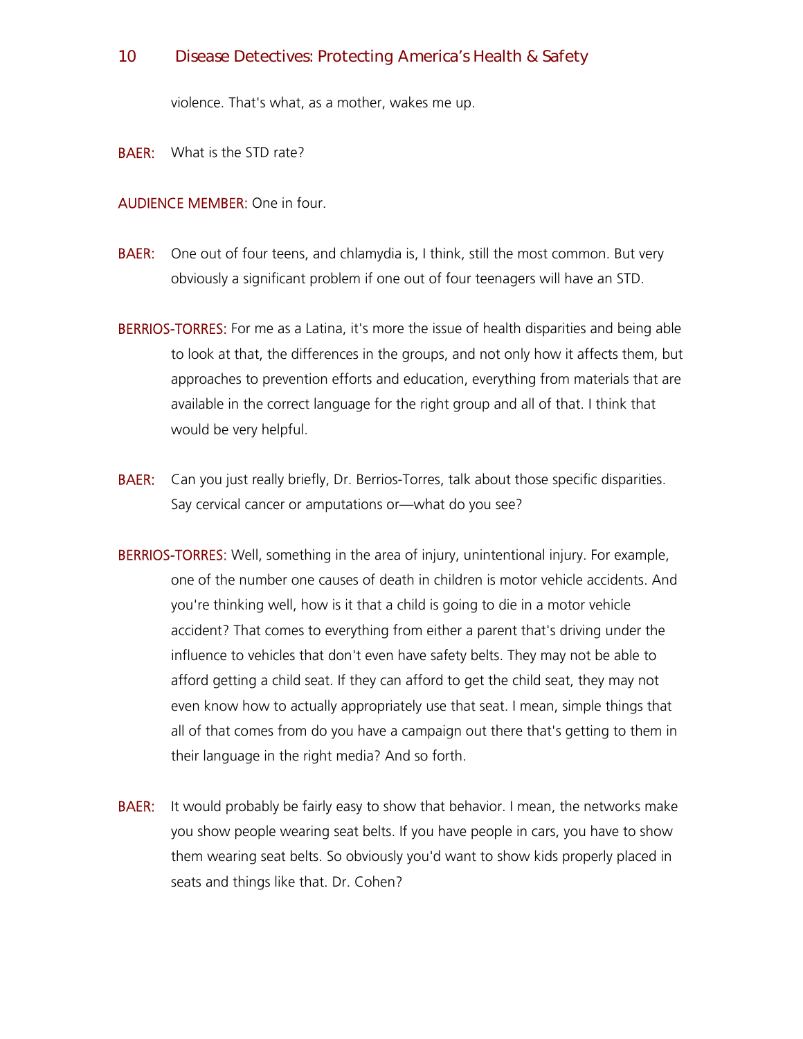violence. That's what, as a mother, wakes me up.

BAER: What is the STD rate?

AUDIENCE MEMBER: One in four.

BAER: One out of four teens, and chlamydia is, I think, still the most common. But very obviously a significant problem if one out of four teenagers will have an STD.

BERRIOS-TORRES: For me as a Latina, it's more the issue of health disparities and being able to look at that, the differences in the groups, and not only how it affects them, but approaches to prevention efforts and education, everything from materials that are available in the correct language for the right group and all of that. I think that would be very helpful.

BAER: Can you just really briefly, Dr. Berrios-Torres, talk about those specific disparities. Say cervical cancer or amputations or—what do you see?

BERRIOS-TORRES: Well, something in the area of injury, unintentional injury. For example, one of the number one causes of death in children is motor vehicle accidents. And you're thinking well, how is it that a child is going to die in a motor vehicle accident? That comes to everything from either a parent that's driving under the influence to vehicles that don't even have safety belts. They may not be able to afford getting a child seat. If they can afford to get the child seat, they may not even know how to actually appropriately use that seat. I mean, simple things that all of that comes from do you have a campaign out there that's getting to them in their language in the right media? And so forth.

BAER: It would probably be fairly easy to show that behavior. I mean, the networks make you show people wearing seat belts. If you have people in cars, you have to show them wearing seat belts. So obviously you'd want to show kids properly placed in seats and things like that. Dr. Cohen?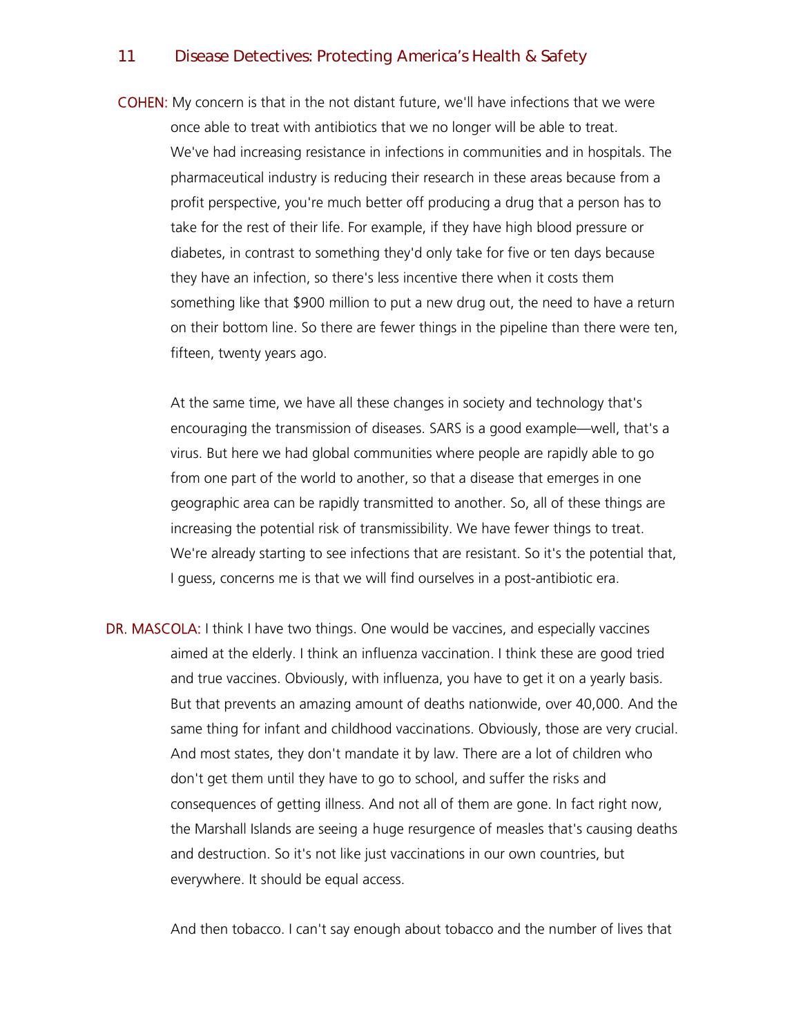**COHEN:** My concern is that in the not distant future, we'll have infections that we were once able to treat with antibiotics that we no longer will be able to treat. We've had increasing resistance in infections in communities and in hospitals. The pharmaceutical industry is reducing their research in these areas because from a profit perspective, you're much better off producing a drug that a person has to take for the rest of their life. For example, if they have high blood pressure or diabetes, in contrast to something they'd only take for five or ten days because they have an infection, so there's less incentive there when it costs them something like that $900 million to put a new drug out, the need to have a return on their bottom line. So there are fewer things in the pipeline than there were ten, fifteen, twenty years ago.

At the same time, we have all these changes in society and technology that's encouraging the transmission of diseases. SARS is a good example—well, that's a virus. But here we had global communities where people are rapidly able to go from one part of the world to another, so that a disease that emerges in one geographic area can be rapidly transmitted to another. So, all of these things are increasing the potential risk of transmissibility. We have fewer things to treat. We're already starting to see infections that are resistant. So it's the potential that, I guess, concerns me is that we will find ourselves in a post-antibiotic era.

**DR. MASCOLA:** I think I have two things. One would be vaccines, and especially vaccines aimed at the elderly. I think an influenza vaccination. I think these are good tried and true vaccines. Obviously, with influenza, you have to get it on a yearly basis. But that prevents an amazing amount of deaths nationwide, over 40,000. And the same thing for infant and childhood vaccinations. Obviously, those are very crucial. And most states, they don't mandate it by law. There are a lot of children who don't get them until they have to go to school, and suffer the risks and consequences of getting illness. And not all of them are gone. In fact right now, the Marshall Islands are seeing a huge resurgence of measles that's causing deaths and destruction. So it's not like just vaccinations in our own countries, but everywhere. It should be equal access.

And then tobacco. I can't say enough about tobacco and the number of lives that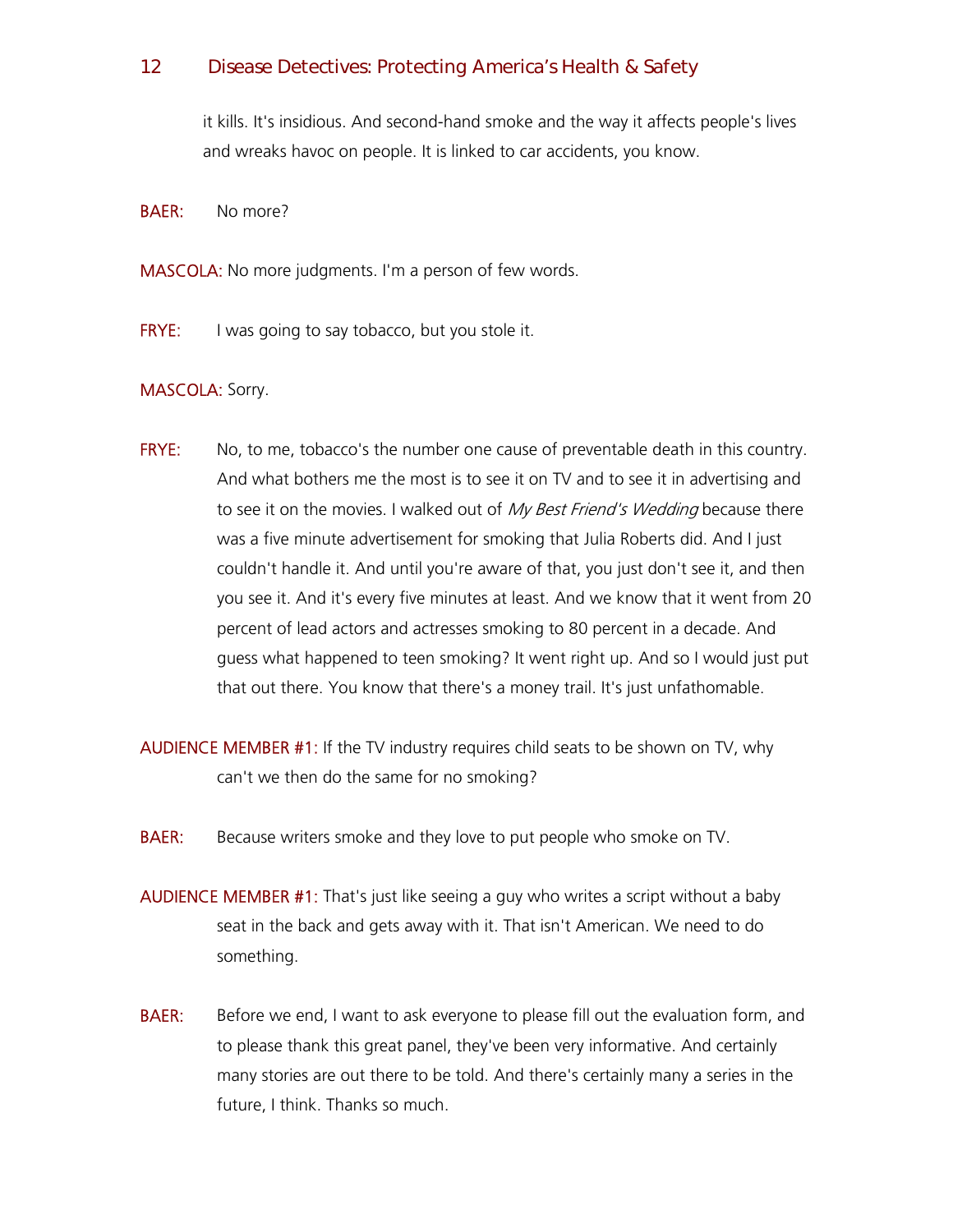it kills. It's insidious. And second-hand smoke and the way it affects people's lives and wreaks havoc on people. It is linked to car accidents, you know.

BAER: No more?

MASCOLA: No more judgments. I'm a person of few words.

FRYE: I was going to say tobacco, but you stole it.

MASCOLA: Sorry.

FRYE: No, to me, tobacco's the number one cause of preventable death in this country. And what bothers me the most is to see it on TV and to see it in advertising and to see it on the movies. I walked out of *My Best Friend's Wedding* because there was a five minute advertisement for smoking that Julia Roberts did. And I just couldn't handle it. And until you're aware of that, you just don't see it, and then you see it. And it's every five minutes at least. And we know that it went from 20 percent of lead actors and actresses smoking to 80 percent in a decade. And guess what happened to teen smoking? It went right up. And so I would just put that out there. You know that there's a money trail. It's just unfathomable.

AUDIENCE MEMBER #1: If the TV industry requires child seats to be shown on TV, why can't we then do the same for no smoking?

BAER: Because writers smoke and they love to put people who smoke on TV.

AUDIENCE MEMBER #1: That's just like seeing a guy who writes a script without a baby seat in the back and gets away with it. That isn't American. We need to do something.

BAER: Before we end, I want to ask everyone to please fill out the evaluation form, and to please thank this great panel, they've been very informative. And certainly many stories are out there to be told. And there's certainly many a series in the future, I think. Thanks so much.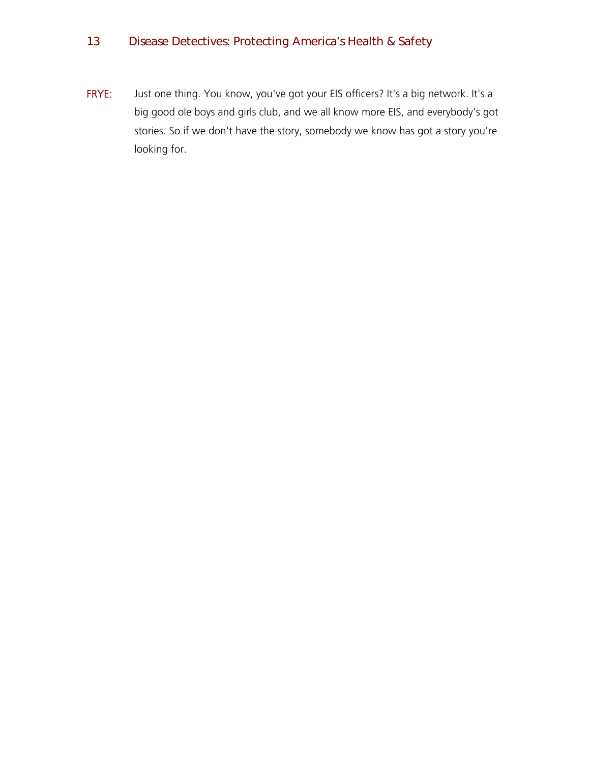FRYE: Just one thing. You know, you've got your EIS officers? It's a big network. It's a big good ole boys and girls club, and we all know more EIS, and everybody's got stories. So if we don't have the story, somebody we know has got a story you're looking for.